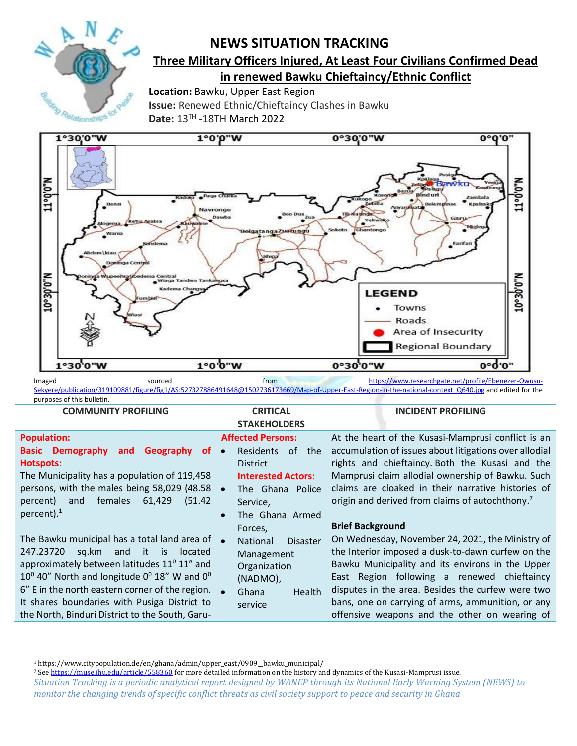# NEWS SITUATION TRACKING

## Three Military Officers Injured, At Least Four Civilians Confirmed Dead in renewed Bawku Chieftaincy/Ethnic Conflict

**Location:** Bawku, Upper East Region

**Issue:** Renewed Ethnic/Chieftaincy Clashes in Bawku

**Date:** 13TH -18TH March 2022

Imaged sourced from https://www.researchgate.net/profile/Ebenezer-Owusu-Sekyere/publication/319109881/figure/fig1/AS:527327886491648@1502736173669/Map-of-Upper-East-Region-in-the-national-context_Q640.jpg and edited for the purposes of this bulletin.

### COMMUNITY PROFILING

**Population:**

**Basic Demography and Geography of Hotspots:**

The Municipality has a population of 119,458 persons, with the males being 58,029 (48.58 percent) and females 61,429 (51.42 percent).[1]

The Bawku municipal has a total land area of 247.23720 sq.km and it is located approximately between latitudes $11^0$ 11" and $10^0$ 40" North and longitude $0^0$ 18" W and $0^0$ 6" E in the north eastern corner of the region. It shares boundaries with Pusiga District to the North, Binduri District to the South, Garu-

### CRITICAL STAKEHOLDERS

**Affected Persons:**

- Residents of the District

**Interested Actors:**

- The Ghana Police Service,
- The Ghana Armed Forces,
- National Disaster Management Organization (NADMO),
- Ghana Health service

### INCIDENT PROFILING

At the heart of the Kusasi-Mamprusi conflict is an accumulation of issues about litigations over allodial rights and chieftaincy. Both the Kusasi and the Mamprusi claim allodial ownership of Bawku. Such claims are cloaked in their narrative histories of origin and derived from claims of autochthony.[7]

**Brief Background**

On Wednesday, November 24, 2021, the Ministry of the Interior imposed a dusk-to-dawn curfew on the Bawku Municipality and its environs in the Upper East Region following a renewed chieftaincy disputes in the area. Besides the curfew were two bans, one on carrying of arms, ammunition, or any offensive weapons and the other on wearing of

---

[1] https://www.citypopulation.de/en/ghana/admin/upper_east/0909__bawku_municipal/

[7] See https://muse.jhu.edu/article/558360 for more detailed information on the history and dynamics of the Kusasi-Mamprusi issue.

*Situation Tracking is a periodic analytical report designed by WANEP through its National Early Warning System (NEWS) to monitor the changing trends of specific conflict threats as civil society support to peace and security in Ghana*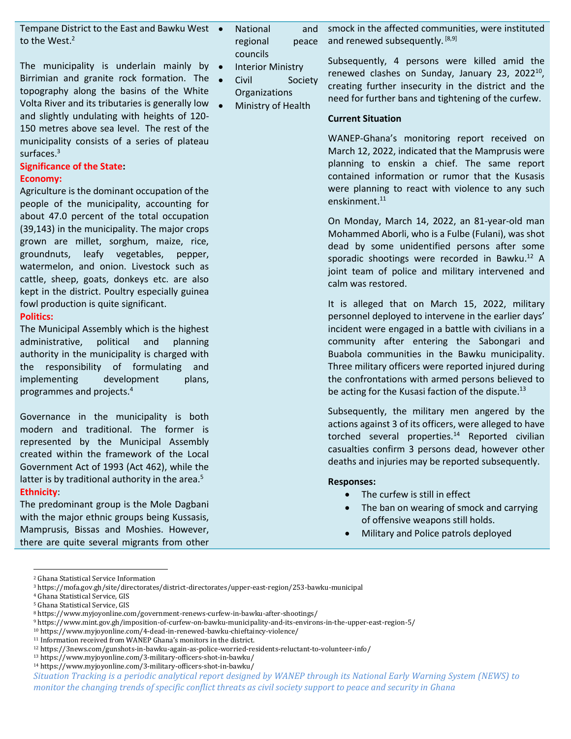Tempane District to the East and Bawku West to the West.[2]

The municipality is underlain mainly by Birrimian and granite rock formation. The topography along the basins of the White Volta River and its tributaries is generally low and slightly undulating with heights of 120-150 metres above sea level. The rest of the municipality consists of a series of plateau surfaces.[3]

**Significance of the State:**

**Economy:**

Agriculture is the dominant occupation of the people of the municipality, accounting for about 47.0 percent of the total occupation (39,143) in the municipality. The major crops grown are millet, sorghum, maize, rice, groundnuts, leafy vegetables, pepper, watermelon, and onion. Livestock such as cattle, sheep, goats, donkeys etc. are also kept in the district. Poultry especially guinea fowl production is quite significant.

**Politics:**

The Municipal Assembly which is the highest administrative, political and planning authority in the municipality is charged with the responsibility of formulating and implementing development plans, programmes and projects.[4]

Governance in the municipality is both modern and traditional. The former is represented by the Municipal Assembly created within the framework of the Local Government Act of 1993 (Act 462), while the latter is by traditional authority in the area.[5]

**Ethnicity**:

The predominant group is the Mole Dagbani with the major ethnic groups being Kussasis, Mamprusis, Bissas and Moshies. However, there are quite several migrants from other

- National and regional peace councils
- Interior Ministry
- Civil Society Organizations
- Ministry of Health

smock in the affected communities, were instituted and renewed subsequently. [8,9]

Subsequently, 4 persons were killed amid the renewed clashes on Sunday, January 23, 2022[10], creating further insecurity in the district and the need for further bans and tightening of the curfew.

**Current Situation**

WANEP-Ghana's monitoring report received on March 12, 2022, indicated that the Mamprusis were planning to enskin a chief. The same report contained information or rumor that the Kusasis were planning to react with violence to any such enskinment.[11]

On Monday, March 14, 2022, an 81-year-old man Mohammed Aborli, who is a Fulbe (Fulani), was shot dead by some unidentified persons after some sporadic shootings were recorded in Bawku.[12] A joint team of police and military intervened and calm was restored.

It is alleged that on March 15, 2022, military personnel deployed to intervene in the earlier days' incident were engaged in a battle with civilians in a community after entering the Sabongari and Buabola communities in the Bawku municipality. Three military officers were reported injured during the confrontations with armed persons believed to be acting for the Kusasi faction of the dispute.[13]

Subsequently, the military men angered by the actions against 3 of its officers, were alleged to have torched several properties.[14] Reported civilian casualties confirm 3 persons dead, however other deaths and injuries may be reported subsequently.

**Responses:**

- The curfew is still in effect
- The ban on wearing of smock and carrying of offensive weapons still holds.
- Military and Police patrols deployed

---

[2] Ghana Statistical Service Information
[3] https://mofa.gov.gh/site/directorates/district-directorates/upper-east-region/253-bawku-municipal
[4] Ghana Statistical Service, GIS
[5] Ghana Statistical Service, GIS
[8] https://www.myjoyonline.com/government-renews-curfew-in-bawku-after-shootings/
[9] https://www.mint.gov.gh/imposition-of-curfew-on-bawku-municipality-and-its-environs-in-the-upper-east-region-5/
[10] https://www.myjoyonline.com/4-dead-in-renewed-bawku-chieftaincy-violence/
[11] Information received from WANEP Ghana's monitors in the district.
[12] https://3news.com/gunshots-in-bawku-again-as-police-worried-residents-reluctant-to-volunteer-info/
[13] https://www.myjoyonline.com/3-military-officers-shot-in-bawku/
[14] https://www.myjoyonline.com/3-military-officers-shot-in-bawku/

*Situation Tracking is a periodic analytical report designed by WANEP through its National Early Warning System (NEWS) to monitor the changing trends of specific conflict threats as civil society support to peace and security in Ghana*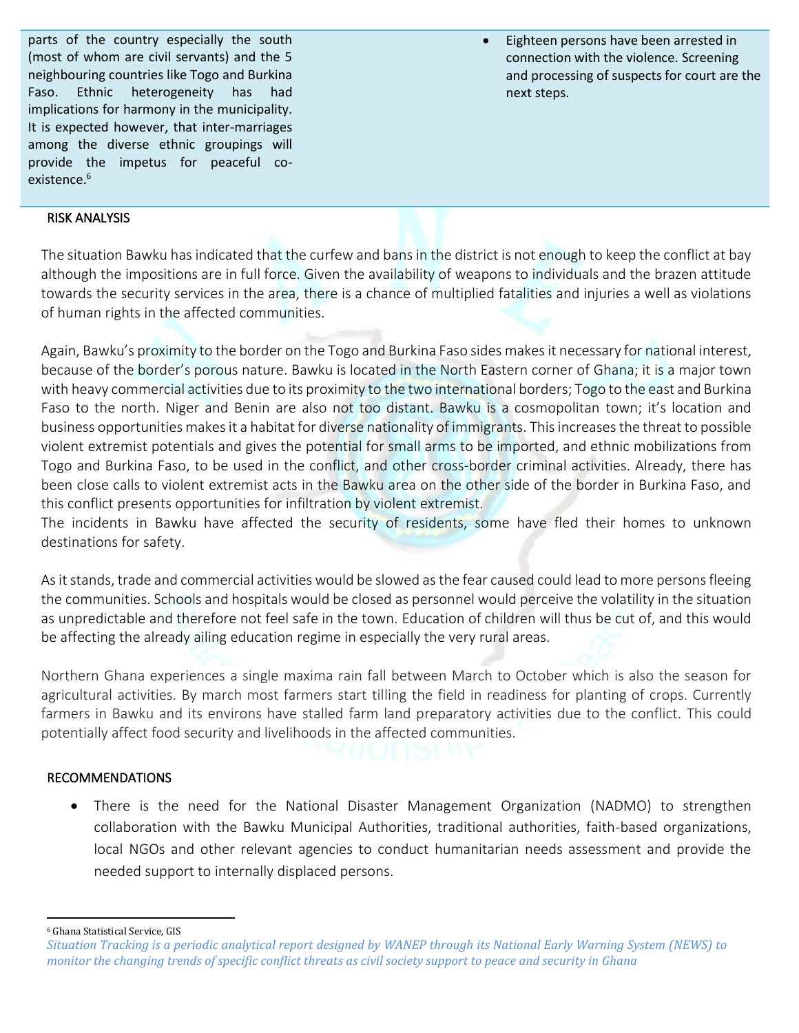parts of the country especially the south (most of whom are civil servants) and the 5 neighbouring countries like Togo and Burkina Faso. Ethnic heterogeneity has had implications for harmony in the municipality. It is expected however, that inter-marriages among the diverse ethnic groupings will provide the impetus for peaceful co-existence.[6]

- Eighteen persons have been arrested in connection with the violence. Screening and processing of suspects for court are the next steps.

## RISK ANALYSIS

The situation Bawku has indicated that the curfew and bans in the district is not enough to keep the conflict at bay although the impositions are in full force. Given the availability of weapons to individuals and the brazen attitude towards the security services in the area, there is a chance of multiplied fatalities and injuries a well as violations of human rights in the affected communities.

Again, Bawku's proximity to the border on the Togo and Burkina Faso sides makes it necessary for national interest, because of the border's porous nature. Bawku is located in the North Eastern corner of Ghana; it is a major town with heavy commercial activities due to its proximity to the two international borders; Togo to the east and Burkina Faso to the north. Niger and Benin are also not too distant. Bawku is a cosmopolitan town; it's location and business opportunities makes it a habitat for diverse nationality of immigrants. This increases the threat to possible violent extremist potentials and gives the potential for small arms to be imported, and ethnic mobilizations from Togo and Burkina Faso, to be used in the conflict, and other cross-border criminal activities. Already, there has been close calls to violent extremist acts in the Bawku area on the other side of the border in Burkina Faso, and this conflict presents opportunities for infiltration by violent extremist.
The incidents in Bawku have affected the security of residents, some have fled their homes to unknown destinations for safety.

As it stands, trade and commercial activities would be slowed as the fear caused could lead to more persons fleeing the communities. Schools and hospitals would be closed as personnel would perceive the volatility in the situation as unpredictable and therefore not feel safe in the town. Education of children will thus be cut of, and this would be affecting the already ailing education regime in especially the very rural areas.

Northern Ghana experiences a single maxima rain fall between March to October which is also the season for agricultural activities. By march most farmers start tilling the field in readiness for planting of crops. Currently farmers in Bawku and its environs have stalled farm land preparatory activities due to the conflict. This could potentially affect food security and livelihoods in the affected communities.

## RECOMMENDATIONS

- There is the need for the National Disaster Management Organization (NADMO) to strengthen collaboration with the Bawku Municipal Authorities, traditional authorities, faith-based organizations, local NGOs and other relevant agencies to conduct humanitarian needs assessment and provide the needed support to internally displaced persons.

[6] Ghana Statistical Service, GIS

*Situation Tracking is a periodic analytical report designed by WANEP through its National Early Warning System (NEWS) to monitor the changing trends of specific conflict threats as civil society support to peace and security in Ghana*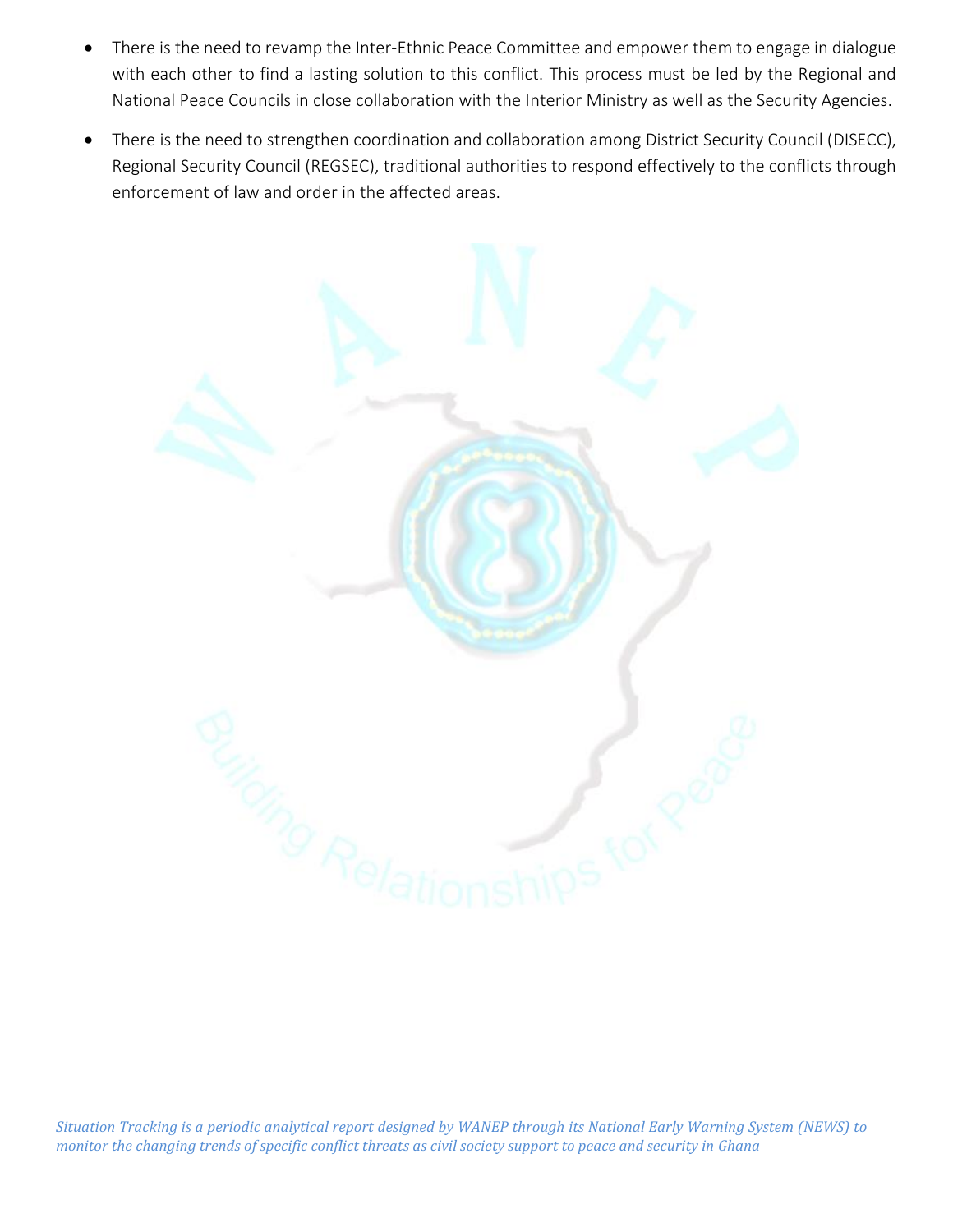- There is the need to revamp the Inter-Ethnic Peace Committee and empower them to engage in dialogue with each other to find a lasting solution to this conflict. This process must be led by the Regional and National Peace Councils in close collaboration with the Interior Ministry as well as the Security Agencies.
- There is the need to strengthen coordination and collaboration among District Security Council (DISECC), Regional Security Council (REGSEC), traditional authorities to respond effectively to the conflicts through enforcement of law and order in the affected areas.

*Situation Tracking is a periodic analytical report designed by WANEP through its National Early Warning System (NEWS) to monitor the changing trends of specific conflict threats as civil society support to peace and security in Ghana*